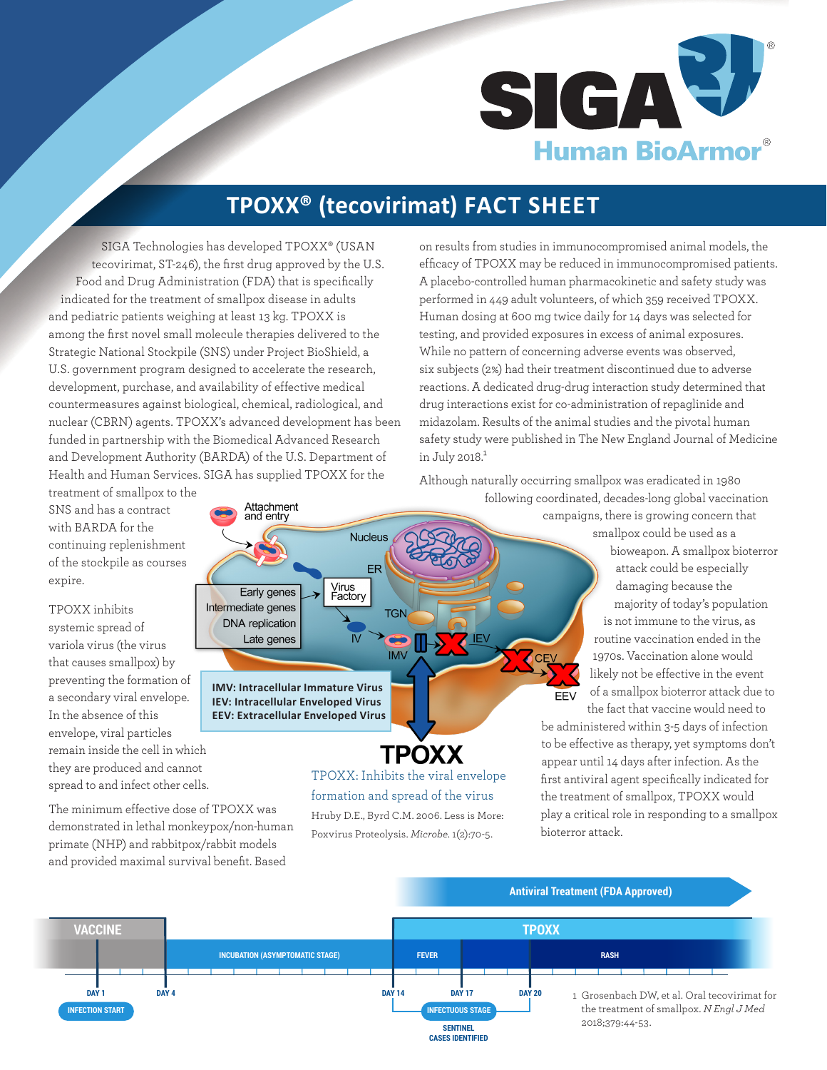# TPOXX® (tecovirimat) FACT SHEET

SIGA Technologies has developed TPOXX® (USAN tecovirimat, ST-246), the first drug approved by the U.S. Food and Drug Administration (FDA) that is specifically indicated for the treatment of smallpox disease in adults and pediatric patients weighing at least 13 kg. TPOXX is among the first novel small molecule therapies delivered to the Strategic National Stockpile (SNS) under Project BioShield, a U.S. government program designed to accelerate the research, development, purchase, and availability of effective medical countermeasures against biological, chemical, radiological, and nuclear (CBRN) agents. TPOXX's advanced development has been funded in partnership with the Biomedical Advanced Research and Development Authority (BARDA) of the U.S. Department of Health and Human Services. SIGA has supplied TPOXX for the treatment of smallpox to the SNS and has a contract with BARDA for the continuing replenishment of the stockpile as courses expire.

TPOXX inhibits systemic spread of variola virus (the virus that causes smallpox) by preventing the formation of a secondary viral envelope. In the absence of this envelope, viral particles remain inside the cell in which they are produced and cannot spread to and infect other cells.

The minimum effective dose of TPOXX was demonstrated in lethal monkeypox/non-human primate (NHP) and rabbitpox/rabbit models and provided maximal survival benefit. Based on results from studies in immunocompromised animal models, the efficacy of TPOXX may be reduced in immunocompromised patients. A placebo-controlled human pharmacokinetic and safety study was performed in 449 adult volunteers, of which 359 received TPOXX. Human dosing at 600 mg twice daily for 14 days was selected for testing, and provided exposures in excess of animal exposures. While no pattern of concerning adverse events was observed, six subjects (2%) had their treatment discontinued due to adverse reactions. A dedicated drug-drug interaction study determined that drug interactions exist for co-administration of repaglinide and midazolam. Results of the animal studies and the pivotal human safety study were published in The New England Journal of Medicine in July 2018.[1]

Although naturally occurring smallpox was eradicated in 1980 following coordinated, decades-long global vaccination campaigns, there is growing concern that smallpox could be used as a bioweapon. A smallpox bioterror attack could be especially damaging because the majority of today's population is not immune to the virus, as routine vaccination ended in the 1970s. Vaccination alone would likely not be effective in the event of a smallpox bioterror attack due to the fact that vaccine would need to be administered within 3-5 days of infection to be effective as therapy, yet symptoms don't appear until 14 days after infection. As the first antiviral agent specifically indicated for the treatment of smallpox, TPOXX would play a critical role in responding to a smallpox bioterror attack.

Attachment and entry · Nucleus · ER · Early genes · Intermediate genes · DNA replication · Late genes · Virus Factory · TGN · IV · IMV · IEV · CEV · EEV

**IMV: Intracellular Immature Virus**
**IEV: Intracellular Enveloped Virus**
**EEV: Extracellular Enveloped Virus**

**TPOXX**

TPOXX: Inhibits the viral envelope formation and spread of the virus

Hruby D.E., Byrd C.M. 2006. Less is More: Poxvirus Proteolysis. *Microbe*. 1(2):70-5.

**Antiviral Treatment (FDA Approved)**

| VACCINE | | TPOXX | | |
|---|---|---|---|---|
| | INCUBATION (ASYMPTOMATIC STAGE) | FEVER | | RASH |
| DAY 1 | DAY 4 | DAY 14 | DAY 17 | DAY 20 |
| INFECTION START | | INFECTUOUS STAGE | | |
| | | SENTINEL CASES IDENTIFIED | | |

1 Grosenbach DW, et al. Oral tecovirimat for the treatment of smallpox. *N Engl J Med* 2018;379:44-53.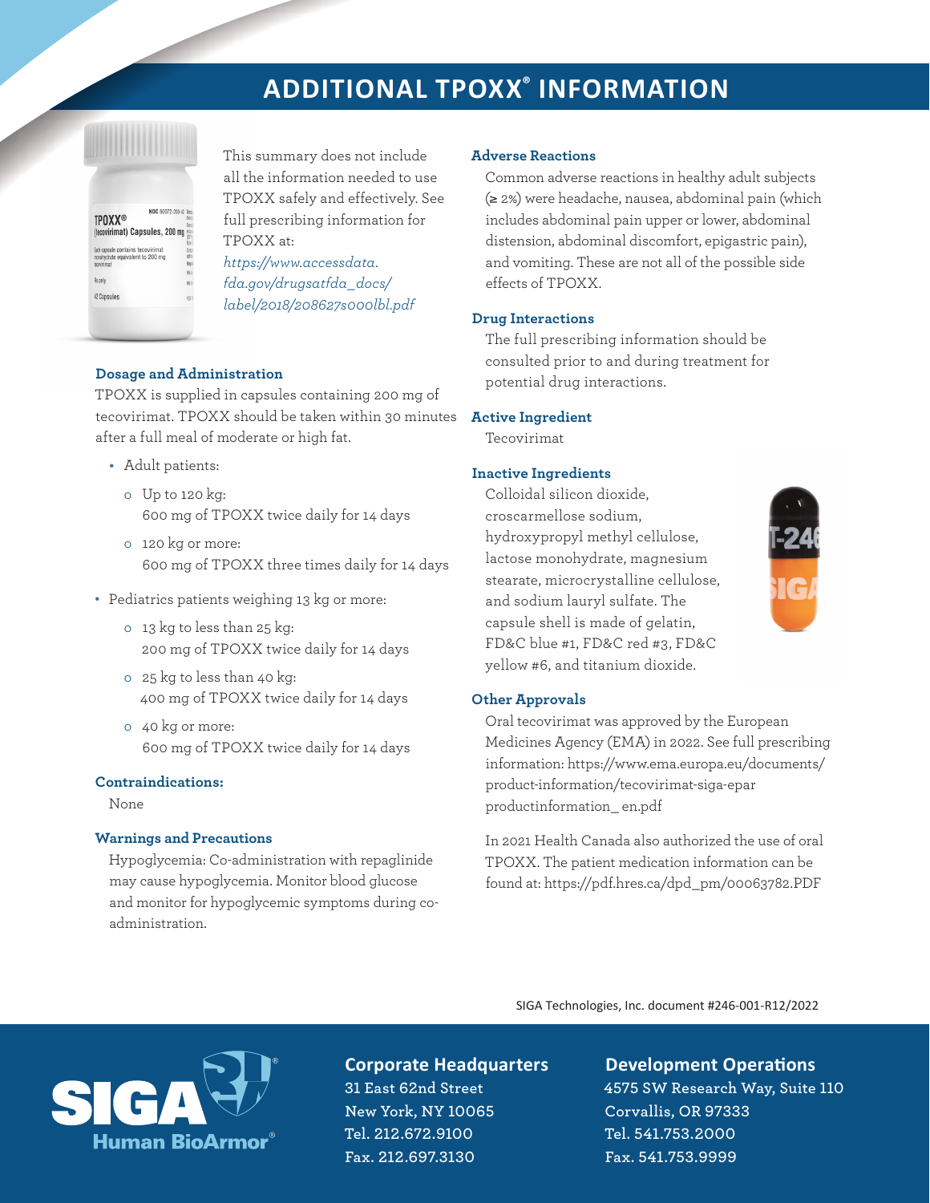# ADDITIONAL TPOXX® INFORMATION

This summary does not include all the information needed to use TPOXX safely and effectively. See full prescribing information for TPOXX at: *https://www.accessdata.fda.gov/drugsatfda_docs/label/2018/208627s000lbl.pdf*

### Dosage and Administration

TPOXX is supplied in capsules containing 200 mg of tecovirimat. TPOXX should be taken within 30 minutes after a full meal of moderate or high fat.

- Adult patients:
  - Up to 120 kg:
    600 mg of TPOXX twice daily for 14 days
  - 120 kg or more:
    600 mg of TPOXX three times daily for 14 days
- Pediatrics patients weighing 13 kg or more:
  - 13 kg to less than 25 kg:
    200 mg of TPOXX twice daily for 14 days
  - 25 kg to less than 40 kg:
    400 mg of TPOXX twice daily for 14 days
  - 40 kg or more:
    600 mg of TPOXX twice daily for 14 days

### Contraindications:

None

### Warnings and Precautions

Hypoglycemia: Co-administration with repaglinide may cause hypoglycemia. Monitor blood glucose and monitor for hypoglycemic symptoms during co-administration.

### Adverse Reactions

Common adverse reactions in healthy adult subjects (≥ 2%) were headache, nausea, abdominal pain (which includes abdominal pain upper or lower, abdominal distension, abdominal discomfort, epigastric pain), and vomiting. These are not all of the possible side effects of TPOXX.

### Drug Interactions

The full prescribing information should be consulted prior to and during treatment for potential drug interactions.

### Active Ingredient

Tecovirimat

### Inactive Ingredients

Colloidal silicon dioxide, croscarmellose sodium, hydroxypropyl methyl cellulose, lactose monohydrate, magnesium stearate, microcrystalline cellulose, and sodium lauryl sulfate. The capsule shell is made of gelatin, FD&C blue #1, FD&C red #3, FD&C yellow #6, and titanium dioxide.

### Other Approvals

Oral tecovirimat was approved by the European Medicines Agency (EMA) in 2022. See full prescribing information: https://www.ema.europa.eu/documents/product-information/tecovirimat-siga-epar productinformation_ en.pdf

In 2021 Health Canada also authorized the use of oral TPOXX. The patient medication information can be found at: https://pdf.hres.ca/dpd_pm/00063782.PDF

SIGA Technologies, Inc. document #246-001-R12/2022

SIGA® Human BioArmor®

**Corporate Headquarters**
31 East 62nd Street
New York, NY 10065
Tel. 212.672.9100
Fax. 212.697.3130

**Development Operations**
4575 SW Research Way, Suite 110
Corvallis, OR 97333
Tel. 541.753.2000
Fax. 541.753.9999